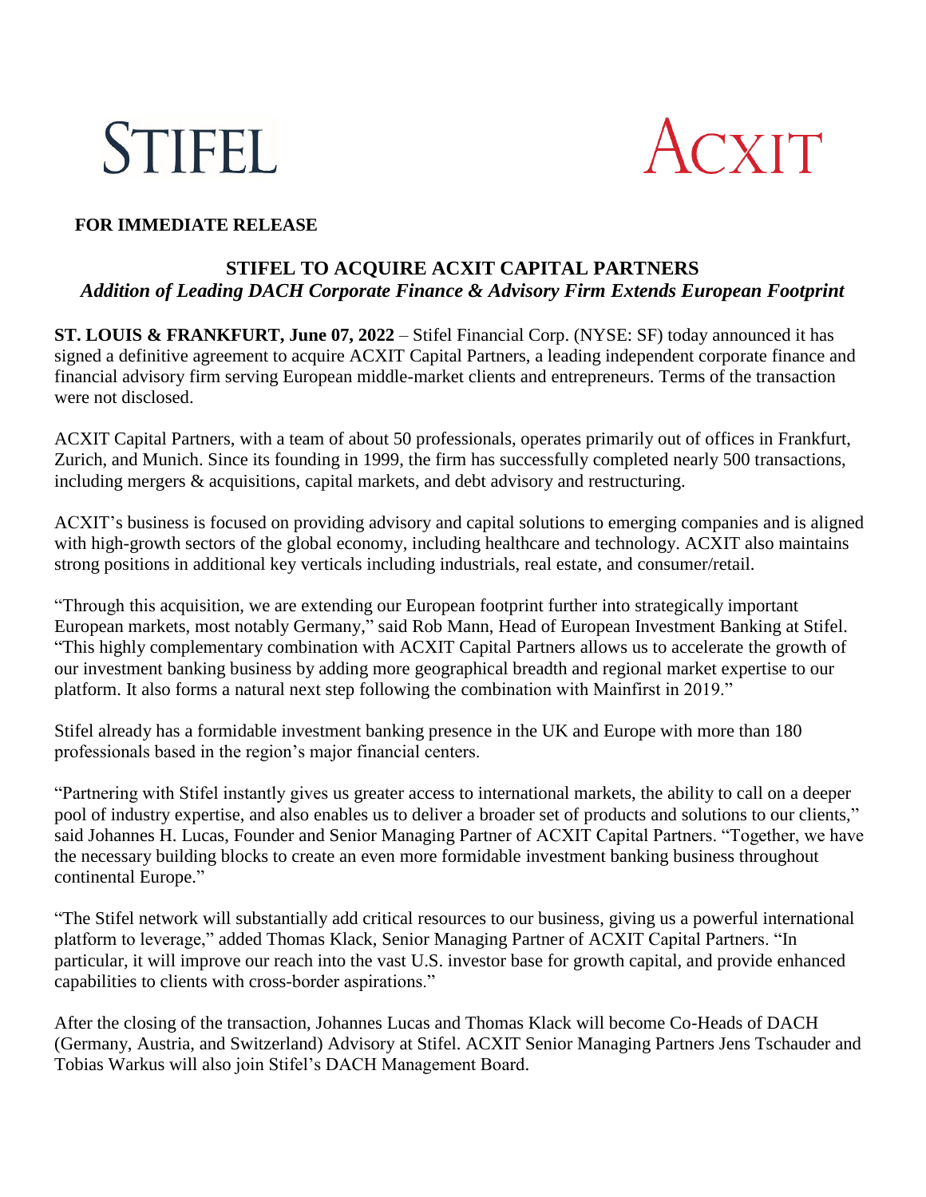STIFEL ACXIT

**FOR IMMEDIATE RELEASE**

# STIFEL TO ACQUIRE ACXIT CAPITAL PARTNERS

*Addition of Leading DACH Corporate Finance & Advisory Firm Extends European Footprint*

**ST. LOUIS & FRANKFURT, June 07, 2022** – Stifel Financial Corp. (NYSE: SF) today announced it has signed a definitive agreement to acquire ACXIT Capital Partners, a leading independent corporate finance and financial advisory firm serving European middle-market clients and entrepreneurs. Terms of the transaction were not disclosed.

ACXIT Capital Partners, with a team of about 50 professionals, operates primarily out of offices in Frankfurt, Zurich, and Munich. Since its founding in 1999, the firm has successfully completed nearly 500 transactions, including mergers & acquisitions, capital markets, and debt advisory and restructuring.

ACXIT's business is focused on providing advisory and capital solutions to emerging companies and is aligned with high-growth sectors of the global economy, including healthcare and technology. ACXIT also maintains strong positions in additional key verticals including industrials, real estate, and consumer/retail.

"Through this acquisition, we are extending our European footprint further into strategically important European markets, most notably Germany," said Rob Mann, Head of European Investment Banking at Stifel. "This highly complementary combination with ACXIT Capital Partners allows us to accelerate the growth of our investment banking business by adding more geographical breadth and regional market expertise to our platform. It also forms a natural next step following the combination with Mainfirst in 2019."

Stifel already has a formidable investment banking presence in the UK and Europe with more than 180 professionals based in the region's major financial centers.

"Partnering with Stifel instantly gives us greater access to international markets, the ability to call on a deeper pool of industry expertise, and also enables us to deliver a broader set of products and solutions to our clients," said Johannes H. Lucas, Founder and Senior Managing Partner of ACXIT Capital Partners. "Together, we have the necessary building blocks to create an even more formidable investment banking business throughout continental Europe."

"The Stifel network will substantially add critical resources to our business, giving us a powerful international platform to leverage," added Thomas Klack, Senior Managing Partner of ACXIT Capital Partners. "In particular, it will improve our reach into the vast U.S. investor base for growth capital, and provide enhanced capabilities to clients with cross-border aspirations."

After the closing of the transaction, Johannes Lucas and Thomas Klack will become Co-Heads of DACH (Germany, Austria, and Switzerland) Advisory at Stifel. ACXIT Senior Managing Partners Jens Tschauder and Tobias Warkus will also join Stifel's DACH Management Board.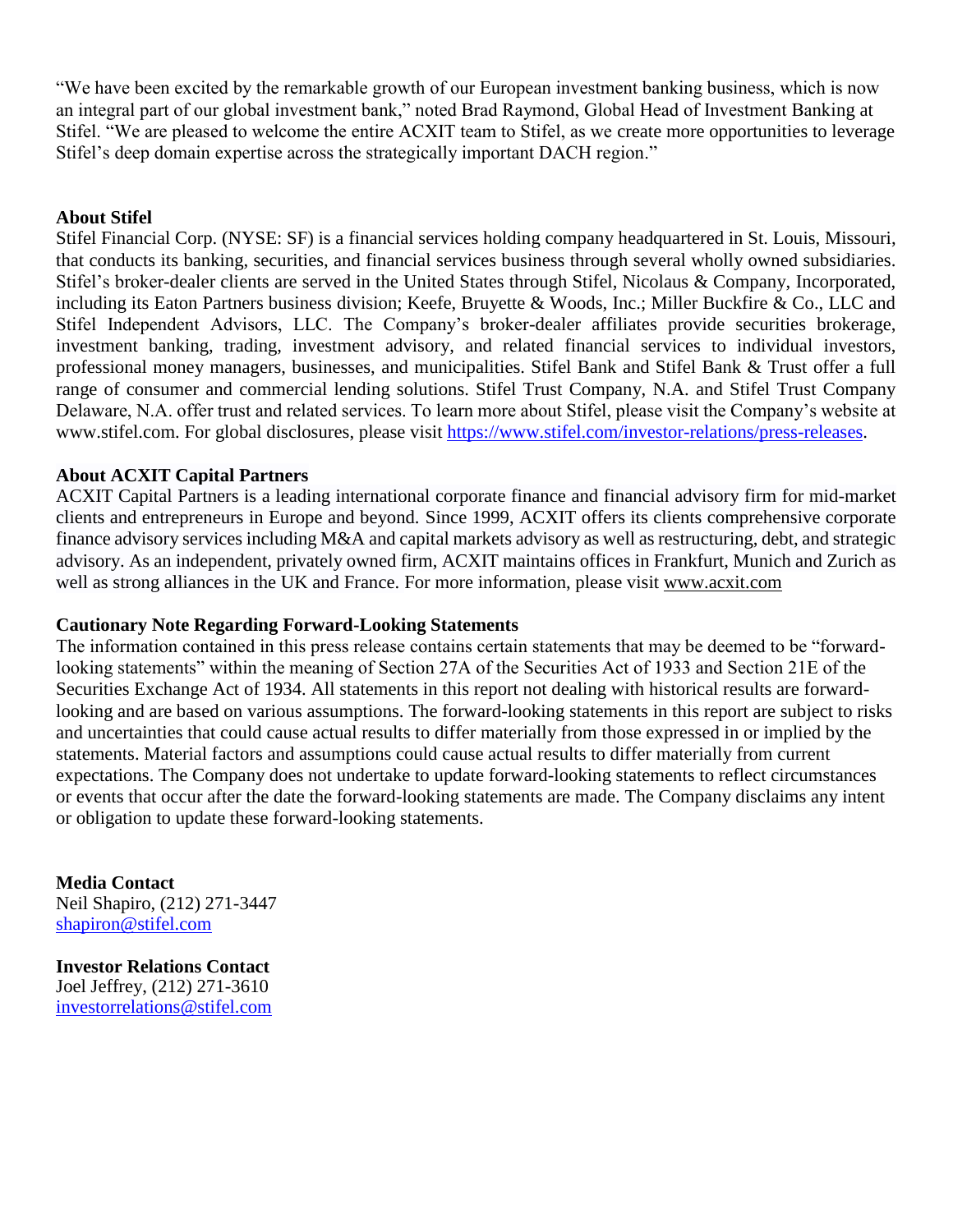"We have been excited by the remarkable growth of our European investment banking business, which is now an integral part of our global investment bank," noted Brad Raymond, Global Head of Investment Banking at Stifel. "We are pleased to welcome the entire ACXIT team to Stifel, as we create more opportunities to leverage Stifel's deep domain expertise across the strategically important DACH region."

**About Stifel**

Stifel Financial Corp. (NYSE: SF) is a financial services holding company headquartered in St. Louis, Missouri, that conducts its banking, securities, and financial services business through several wholly owned subsidiaries. Stifel's broker-dealer clients are served in the United States through Stifel, Nicolaus & Company, Incorporated, including its Eaton Partners business division; Keefe, Bruyette & Woods, Inc.; Miller Buckfire & Co., LLC and Stifel Independent Advisors, LLC. The Company's broker-dealer affiliates provide securities brokerage, investment banking, trading, investment advisory, and related financial services to individual investors, professional money managers, businesses, and municipalities. Stifel Bank and Stifel Bank & Trust offer a full range of consumer and commercial lending solutions. Stifel Trust Company, N.A. and Stifel Trust Company Delaware, N.A. offer trust and related services. To learn more about Stifel, please visit the Company's website at www.stifel.com. For global disclosures, please visit https://www.stifel.com/investor-relations/press-releases.

**About ACXIT Capital Partners**

ACXIT Capital Partners is a leading international corporate finance and financial advisory firm for mid-market clients and entrepreneurs in Europe and beyond. Since 1999, ACXIT offers its clients comprehensive corporate finance advisory services including M&A and capital markets advisory as well as restructuring, debt, and strategic advisory. As an independent, privately owned firm, ACXIT maintains offices in Frankfurt, Munich and Zurich as well as strong alliances in the UK and France. For more information, please visit www.acxit.com

**Cautionary Note Regarding Forward-Looking Statements**

The information contained in this press release contains certain statements that may be deemed to be "forward-looking statements" within the meaning of Section 27A of the Securities Act of 1933 and Section 21E of the Securities Exchange Act of 1934. All statements in this report not dealing with historical results are forward-looking and are based on various assumptions. The forward-looking statements in this report are subject to risks and uncertainties that could cause actual results to differ materially from those expressed in or implied by the statements. Material factors and assumptions could cause actual results to differ materially from current expectations. The Company does not undertake to update forward-looking statements to reflect circumstances or events that occur after the date the forward-looking statements are made. The Company disclaims any intent or obligation to update these forward-looking statements.

**Media Contact**
Neil Shapiro, (212) 271-3447
shapiron@stifel.com

**Investor Relations Contact**
Joel Jeffrey, (212) 271-3610
investorrelations@stifel.com